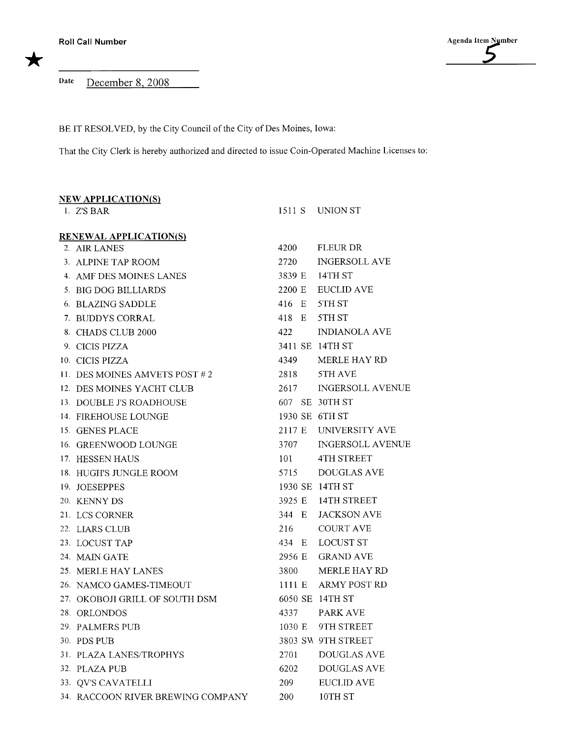Roll Call Number

Agenda Item Number 5

★

Date December 8, 2008

BE IT RESOLVED, by the City Council of the City of Des Moines, Iowa:

That the City Clerk is hereby authorized and directed to issue Coin-Operated Machine Licenses to:

**NEW APPLICATION(S)**

| | | |
|---|---|---|
| 1. Z'S BAR | 1511 S | UNION ST |

**RENEWAL APPLICATION(S)**

| | | |
|---|---|---|
| 2. AIR LANES | 4200 | FLEUR DR |
| 3. ALPINE TAP ROOM | 2720 | INGERSOLL AVE |
| 4. AMF DES MOINES LANES | 3839 E | 14TH ST |
| 5. BIG DOG BILLIARDS | 2200 E | EUCLID AVE |
| 6. BLAZING SADDLE | 416 E | 5TH ST |
| 7. BUDDYS CORRAL | 418 E | 5TH ST |
| 8. CHADS CLUB 2000 | 422 | INDIANOLA AVE |
| 9. CICIS PIZZA | 3411 SE | 14TH ST |
| 10. CICIS PIZZA | 4349 | MERLE HAY RD |
| 11. DES MOINES AMVETS POST # 2 | 2818 | 5TH AVE |
| 12. DES MOINES YACHT CLUB | 2617 | INGERSOLL AVENUE |
| 13. DOUBLE J'S ROADHOUSE | 607 SE | 30TH ST |
| 14. FIREHOUSE LOUNGE | 1930 SE | 6TH ST |
| 15. GENES PLACE | 2117 E | UNIVERSITY AVE |
| 16. GREENWOOD LOUNGE | 3707 | INGERSOLL AVENUE |
| 17. HESSEN HAUS | 101 | 4TH STREET |
| 18. HUGH'S JUNGLE ROOM | 5715 | DOUGLAS AVE |
| 19. JOESEPPES | 1930 SE | 14TH ST |
| 20. KENNY DS | 3925 E | 14TH STREET |
| 21. LCS CORNER | 344 E | JACKSON AVE |
| 22. LIARS CLUB | 216 | COURT AVE |
| 23. LOCUST TAP | 434 E | LOCUST ST |
| 24. MAIN GATE | 2956 E | GRAND AVE |
| 25. MERLE HAY LANES | 3800 | MERLE HAY RD |
| 26. NAMCO GAMES-TIMEOUT | 1111 E | ARMY POST RD |
| 27. OKOBOJI GRILL OF SOUTH DSM | 6050 SE | 14TH ST |
| 28. ORLONDOS | 4337 | PARK AVE |
| 29. PALMERS PUB | 1030 E | 9TH STREET |
| 30. PDS PUB | 3803 SW | 9TH STREET |
| 31. PLAZA LANES/TROPHYS | 2701 | DOUGLAS AVE |
| 32. PLAZA PUB | 6202 | DOUGLAS AVE |
| 33. QV'S CAVATELLI | 209 | EUCLID AVE |
| 34. RACCOON RIVER BREWING COMPANY | 200 | 10TH ST |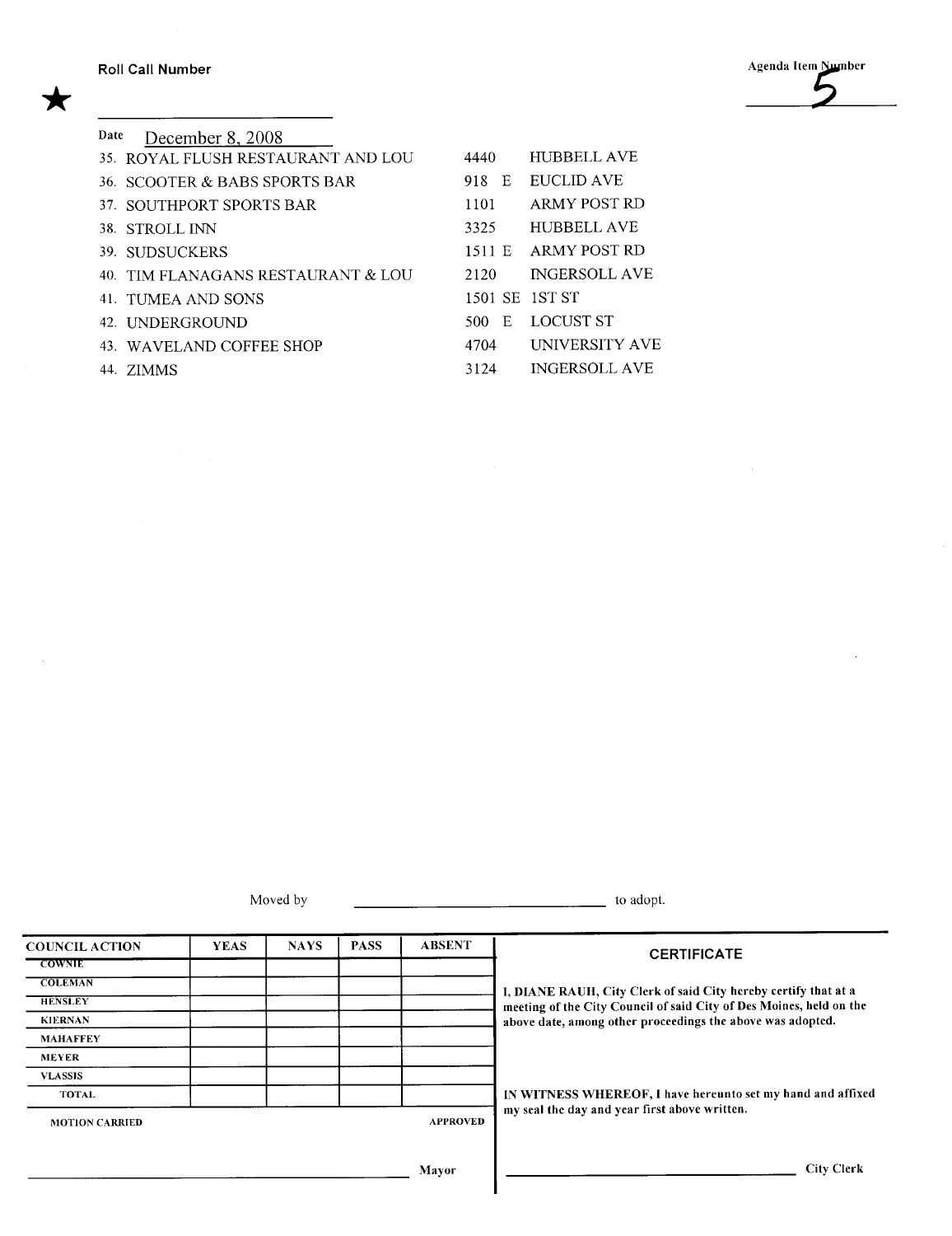Roll Call Number

★ ______________________

Agenda Item Number
5

Date December 8, 2008

| | | | |
|---|---|---|---|
| 35. | ROYAL FLUSH RESTAURANT AND LOU | 4440 | HUBBELL AVE |
| 36. | SCOOTER & BABS SPORTS BAR | 918 E | EUCLID AVE |
| 37. | SOUTHPORT SPORTS BAR | 1101 | ARMY POST RD |
| 38. | STROLL INN | 3325 | HUBBELL AVE |
| 39. | SUDSUCKERS | 1511 E | ARMY POST RD |
| 40. | TIM FLANAGANS RESTAURANT & LOU | 2120 | INGERSOLL AVE |
| 41. | TUMEA AND SONS | 1501 SE | 1ST ST |
| 42. | UNDERGROUND | 500 E | LOCUST ST |
| 43. | WAVELAND COFFEE SHOP | 4704 | UNIVERSITY AVE |
| 44. | ZIMMS | 3124 | INGERSOLL AVE |

Moved by ______________________ to adopt.

| COUNCIL ACTION | YEAS | NAYS | PASS | ABSENT |
|---|---|---|---|---|
| COWNIE | | | | |
| COLEMAN | | | | |
| HENSLEY | | | | |
| KIERNAN | | | | |
| MAHAFFEY | | | | |
| MEYER | | | | |
| VLASSIS | | | | |
| TOTAL | | | | |

MOTION CARRIED APPROVED

______________________ Mayor

**CERTIFICATE**

I, DIANE RAUH, City Clerk of said City hereby certify that at a meeting of the City Council of said City of Des Moines, held on the above date, among other proceedings the above was adopted.

IN WITNESS WHEREOF, I have hereunto set my hand and affixed my seal the day and year first above written.

______________________ City Clerk